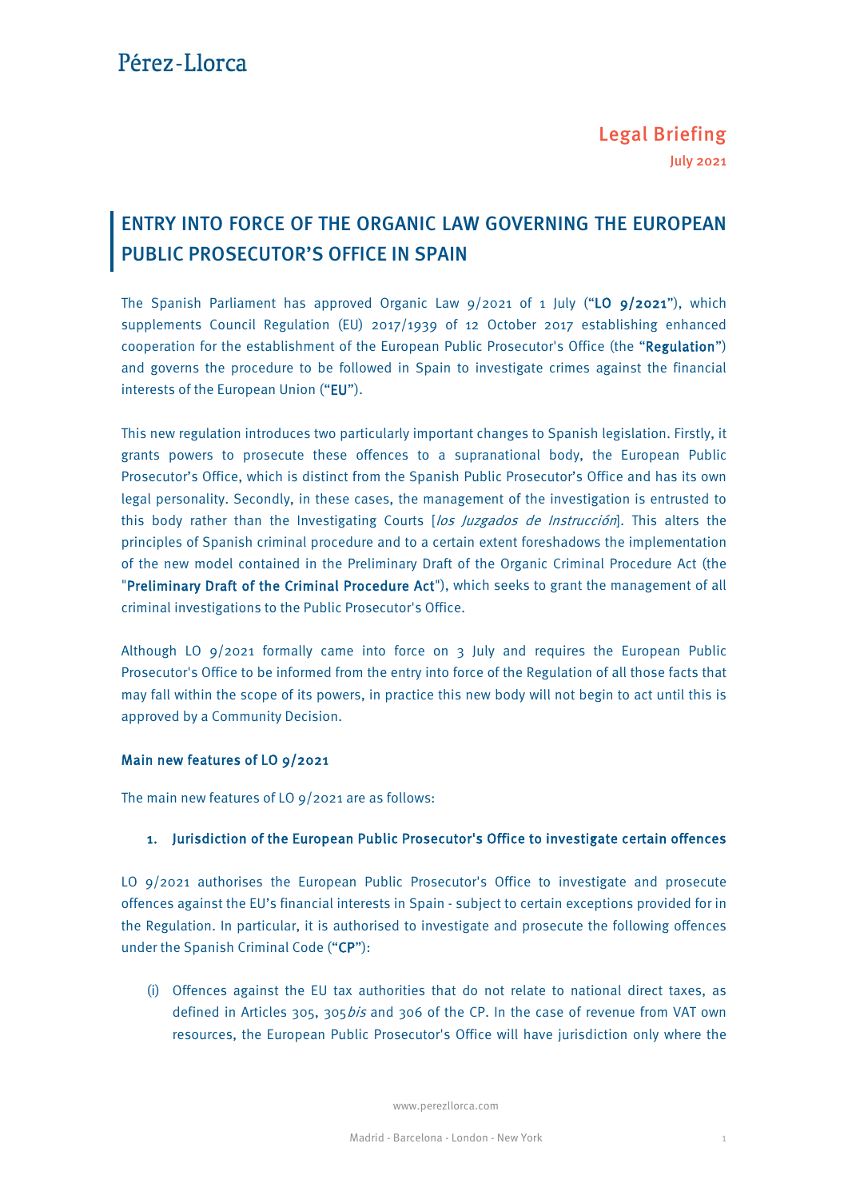Pérez-Llorca

**Legal Briefing**

**July 2021**

# ENTRY INTO FORCE OF THE ORGANIC LAW GOVERNING THE EUROPEAN PUBLIC PROSECUTOR'S OFFICE IN SPAIN

The Spanish Parliament has approved Organic Law 9/2021 of 1 July ("**LO 9/2021**"), which supplements Council Regulation (EU) 2017/1939 of 12 October 2017 establishing enhanced cooperation for the establishment of the European Public Prosecutor's Office (the "**Regulation**") and governs the procedure to be followed in Spain to investigate crimes against the financial interests of the European Union ("**EU**").

This new regulation introduces two particularly important changes to Spanish legislation. Firstly, it grants powers to prosecute these offences to a supranational body, the European Public Prosecutor's Office, which is distinct from the Spanish Public Prosecutor's Office and has its own legal personality. Secondly, in these cases, the management of the investigation is entrusted to this body rather than the Investigating Courts [*los Juzgados de Instrucción*]. This alters the principles of Spanish criminal procedure and to a certain extent foreshadows the implementation of the new model contained in the Preliminary Draft of the Organic Criminal Procedure Act (the "**Preliminary Draft of the Criminal Procedure Act**"), which seeks to grant the management of all criminal investigations to the Public Prosecutor's Office.

Although LO 9/2021 formally came into force on 3 July and requires the European Public Prosecutor's Office to be informed from the entry into force of the Regulation of all those facts that may fall within the scope of its powers, in practice this new body will not begin to act until this is approved by a Community Decision.

### Main new features of LO 9/2021

The main new features of LO 9/2021 are as follows:

**1. Jurisdiction of the European Public Prosecutor's Office to investigate certain offences**

LO 9/2021 authorises the European Public Prosecutor's Office to investigate and prosecute offences against the EU's financial interests in Spain - subject to certain exceptions provided for in the Regulation. In particular, it is authorised to investigate and prosecute the following offences under the Spanish Criminal Code ("**CP**"):

(i) Offences against the EU tax authorities that do not relate to national direct taxes, as defined in Articles 305, 305*bis* and 306 of the CP. In the case of revenue from VAT own resources, the European Public Prosecutor's Office will have jurisdiction only where the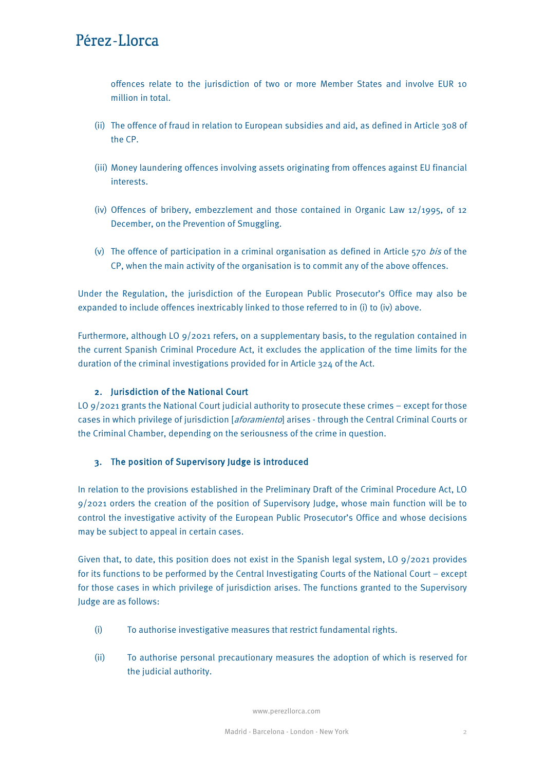offences relate to the jurisdiction of two or more Member States and involve EUR 10 million in total.

(ii) The offence of fraud in relation to European subsidies and aid, as defined in Article 308 of the CP.

(iii) Money laundering offences involving assets originating from offences against EU financial interests.

(iv) Offences of bribery, embezzlement and those contained in Organic Law 12/1995, of 12 December, on the Prevention of Smuggling.

(v) The offence of participation in a criminal organisation as defined in Article 570 *bis* of the CP, when the main activity of the organisation is to commit any of the above offences.

Under the Regulation, the jurisdiction of the European Public Prosecutor's Office may also be expanded to include offences inextricably linked to those referred to in (i) to (iv) above.

Furthermore, although LO 9/2021 refers, on a supplementary basis, to the regulation contained in the current Spanish Criminal Procedure Act, it excludes the application of the time limits for the duration of the criminal investigations provided for in Article 324 of the Act.

### 2. Jurisdiction of the National Court

LO 9/2021 grants the National Court judicial authority to prosecute these crimes – except for those cases in which privilege of jurisdiction [*aforamiento*] arises - through the Central Criminal Courts or the Criminal Chamber, depending on the seriousness of the crime in question.

### 3. The position of Supervisory Judge is introduced

In relation to the provisions established in the Preliminary Draft of the Criminal Procedure Act, LO 9/2021 orders the creation of the position of Supervisory Judge, whose main function will be to control the investigative activity of the European Public Prosecutor's Office and whose decisions may be subject to appeal in certain cases.

Given that, to date, this position does not exist in the Spanish legal system, LO 9/2021 provides for its functions to be performed by the Central Investigating Courts of the National Court – except for those cases in which privilege of jurisdiction arises. The functions granted to the Supervisory Judge are as follows:

(i) To authorise investigative measures that restrict fundamental rights.

(ii) To authorise personal precautionary measures the adoption of which is reserved for the judicial authority.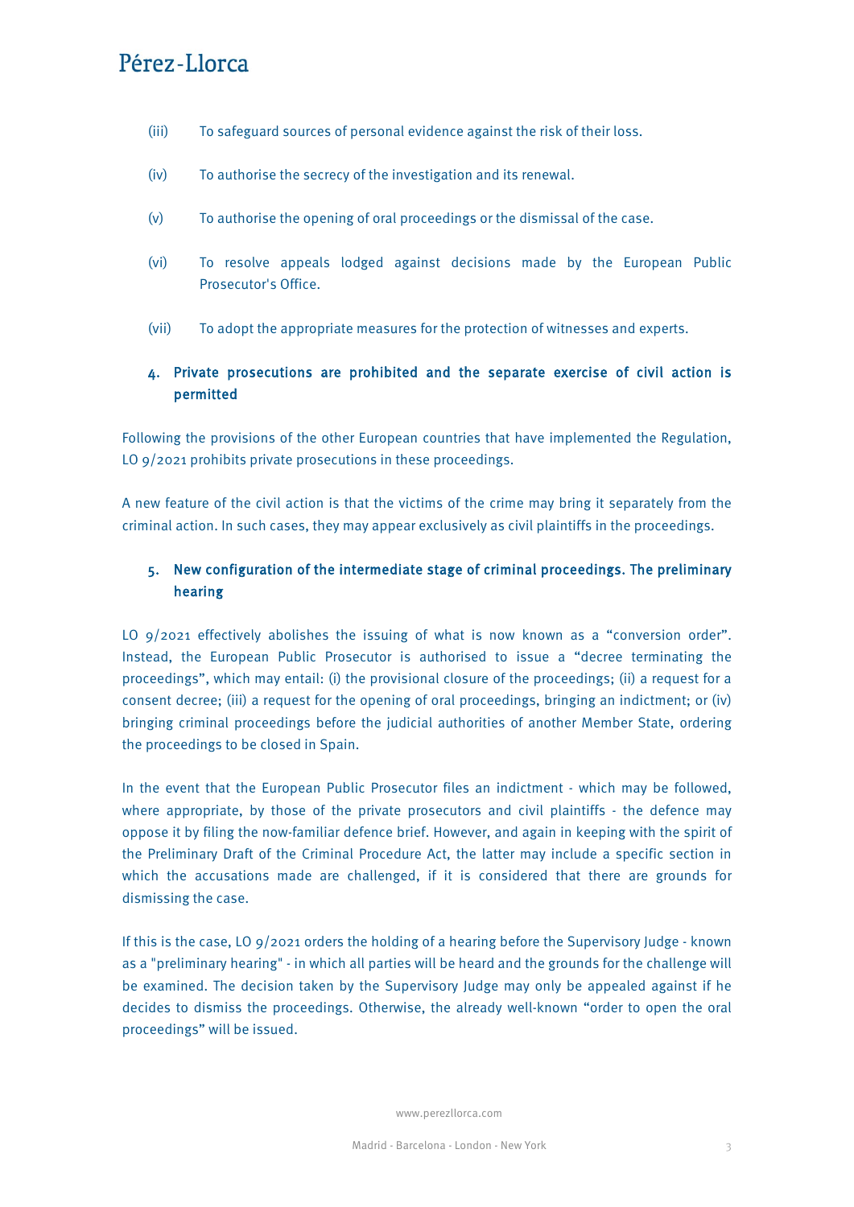(iii) To safeguard sources of personal evidence against the risk of their loss.

(iv) To authorise the secrecy of the investigation and its renewal.

(v) To authorise the opening of oral proceedings or the dismissal of the case.

(vi) To resolve appeals lodged against decisions made by the European Public Prosecutor's Office.

(vii) To adopt the appropriate measures for the protection of witnesses and experts.

## 4. Private prosecutions are prohibited and the separate exercise of civil action is permitted

Following the provisions of the other European countries that have implemented the Regulation, LO 9/2021 prohibits private prosecutions in these proceedings.

A new feature of the civil action is that the victims of the crime may bring it separately from the criminal action. In such cases, they may appear exclusively as civil plaintiffs in the proceedings.

## 5. New configuration of the intermediate stage of criminal proceedings. The preliminary hearing

LO 9/2021 effectively abolishes the issuing of what is now known as a "conversion order". Instead, the European Public Prosecutor is authorised to issue a "decree terminating the proceedings", which may entail: (i) the provisional closure of the proceedings; (ii) a request for a consent decree; (iii) a request for the opening of oral proceedings, bringing an indictment; or (iv) bringing criminal proceedings before the judicial authorities of another Member State, ordering the proceedings to be closed in Spain.

In the event that the European Public Prosecutor files an indictment - which may be followed, where appropriate, by those of the private prosecutors and civil plaintiffs - the defence may oppose it by filing the now-familiar defence brief. However, and again in keeping with the spirit of the Preliminary Draft of the Criminal Procedure Act, the latter may include a specific section in which the accusations made are challenged, if it is considered that there are grounds for dismissing the case.

If this is the case, LO 9/2021 orders the holding of a hearing before the Supervisory Judge - known as a "preliminary hearing" - in which all parties will be heard and the grounds for the challenge will be examined. The decision taken by the Supervisory Judge may only be appealed against if he decides to dismiss the proceedings. Otherwise, the already well-known "order to open the oral proceedings" will be issued.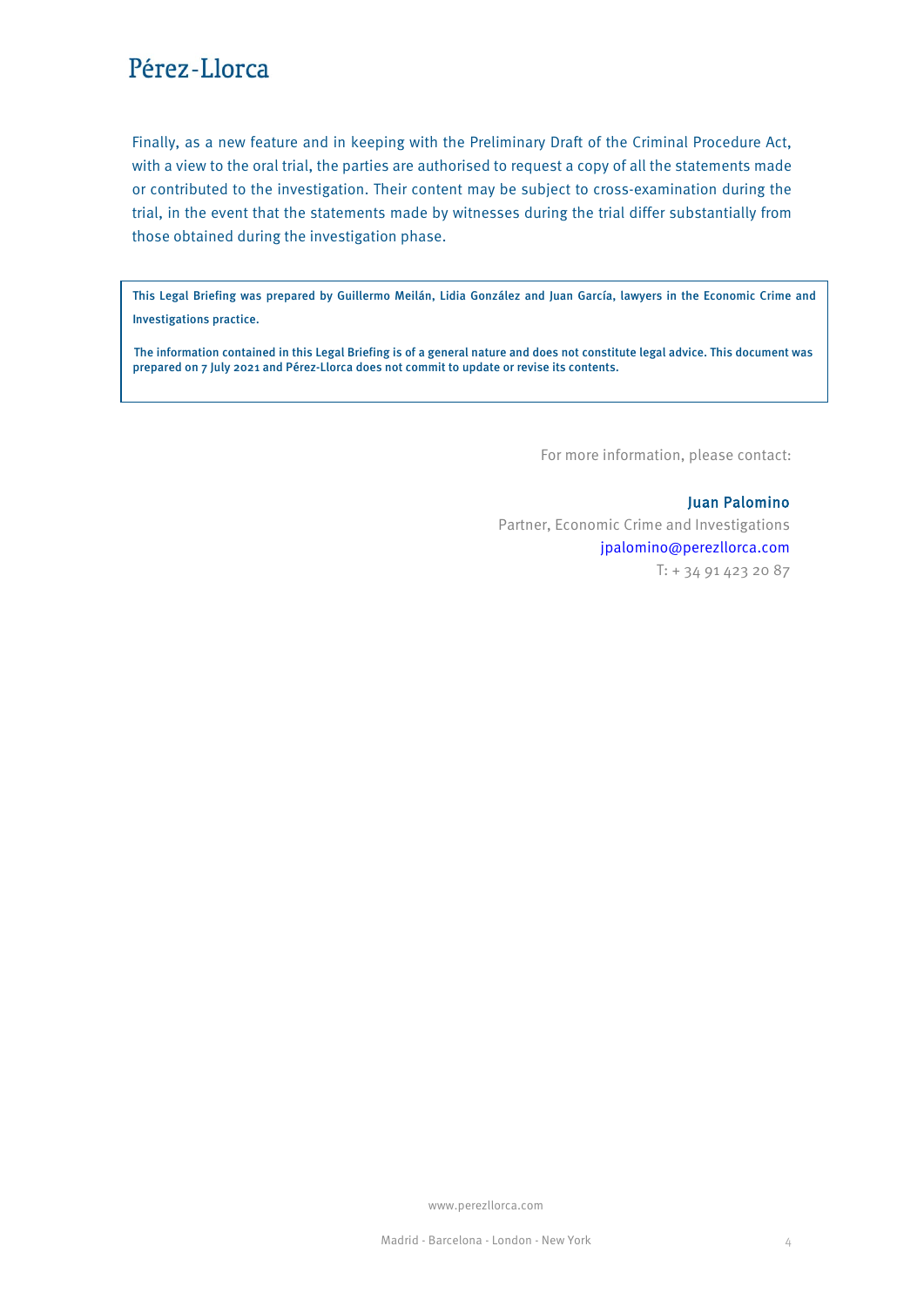Finally, as a new feature and in keeping with the Preliminary Draft of the Criminal Procedure Act, with a view to the oral trial, the parties are authorised to request a copy of all the statements made or contributed to the investigation. Their content may be subject to cross-examination during the trial, in the event that the statements made by witnesses during the trial differ substantially from those obtained during the investigation phase.

**This Legal Briefing was prepared by Guillermo Meilán, Lidia González and Juan García, lawyers in the Economic Crime and Investigations practice.**

**The information contained in this Legal Briefing is of a general nature and does not constitute legal advice. This document was prepared on 7 July 2021 and Pérez-Llorca does not commit to update or revise its contents.**

For more information, please contact:

**Juan Palomino**
Partner, Economic Crime and Investigations
jpalomino@perezllorca.com
T: + 34 91 423 20 87